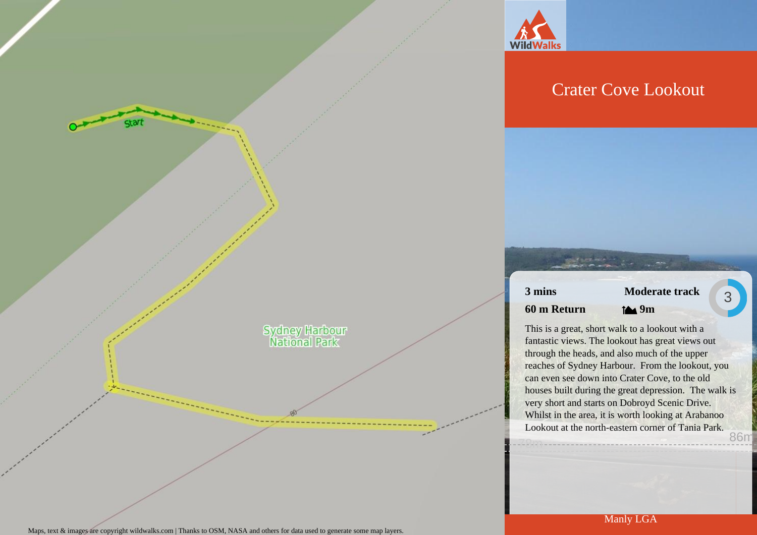# Crater Cove Lookout

**3 mins** | **Moderate track** | 3

**60 m Return** | **9m**

This is a great, short walk to a lookout with a fantastic views. The lookout has great views out through the heads, and also much of the upper reaches of Sydney Harbour. From the lookout, you can even see down into Crater Cove, to the old houses built during the great depression. The walk is very short and starts on Dobroyd Scenic Drive. Whilst in the area, it is worth looking at Arabanoo Lookout at the north-eastern corner of Tania Park.

Manly LGA

Maps, text & images are copyright wildwalks.com | Thanks to OSM, NASA and others for data used to generate some map layers.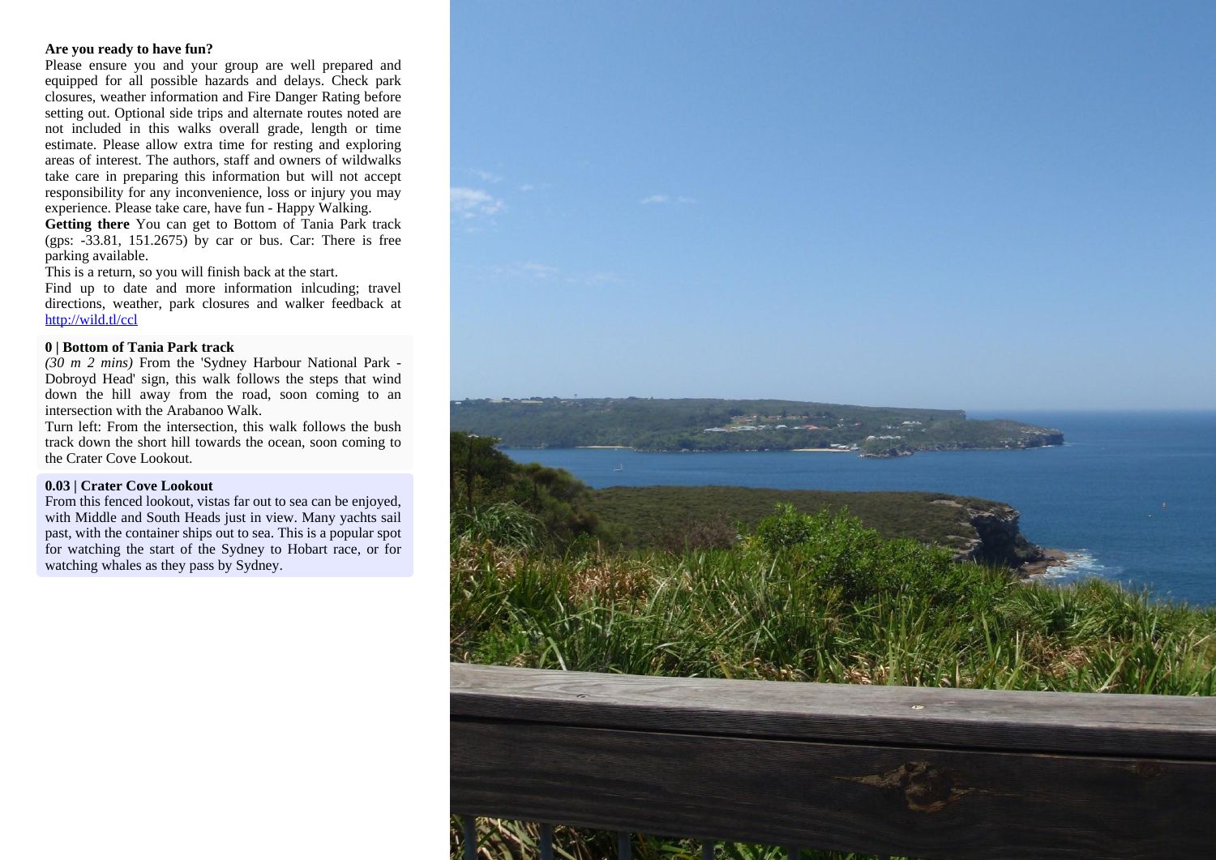**Are you ready to have fun?**

Please ensure you and your group are well prepared and equipped for all possible hazards and delays. Check park closures, weather information and Fire Danger Rating before setting out. Optional side trips and alternate routes noted are not included in this walks overall grade, length or time estimate. Please allow extra time for resting and exploring areas of interest. The authors, staff and owners of wildwalks take care in preparing this information but will not accept responsibility for any inconvenience, loss or injury you may experience. Please take care, have fun - Happy Walking.

**Getting there** You can get to Bottom of Tania Park track (gps: -33.81, 151.2675) by car or bus. Car: There is free parking available.

This is a return, so you will finish back at the start.

Find up to date and more information inlcuding; travel directions, weather, park closures and walker feedback at http://wild.tl/ccl

**0 | Bottom of Tania Park track**

*(30 m 2 mins)* From the 'Sydney Harbour National Park - Dobroyd Head' sign, this walk follows the steps that wind down the hill away from the road, soon coming to an intersection with the Arabanoo Walk.

Turn left: From the intersection, this walk follows the bush track down the short hill towards the ocean, soon coming to the Crater Cove Lookout.

**0.03 | Crater Cove Lookout**

From this fenced lookout, vistas far out to sea can be enjoyed, with Middle and South Heads just in view. Many yachts sail past, with the container ships out to sea. This is a popular spot for watching the start of the Sydney to Hobart race, or for watching whales as they pass by Sydney.